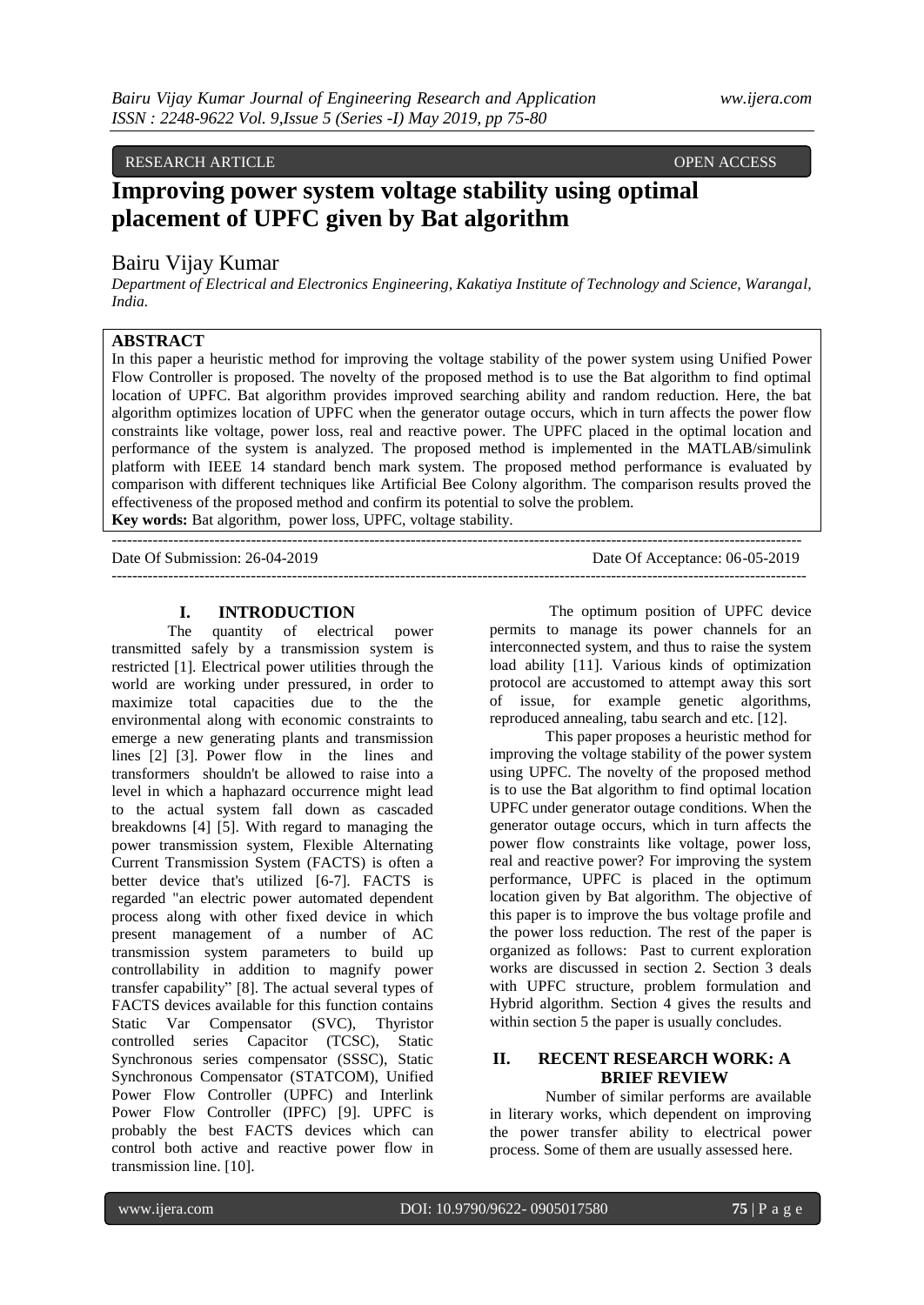RESEARCH ARTICLE OPEN ACCESS

# Improving power system voltage stability using optimal placement of UPFC given by Bat algorithm

Bairu Vijay Kumar

*Department of Electrical and Electronics Engineering, Kakatiya Institute of Technology and Science, Warangal, India.*

**ABSTRACT**

In this paper a heuristic method for improving the voltage stability of the power system using Unified Power Flow Controller is proposed. The novelty of the proposed method is to use the Bat algorithm to find optimal location of UPFC. Bat algorithm provides improved searching ability and random reduction. Here, the bat algorithm optimizes location of UPFC when the generator outage occurs, which in turn affects the power flow constraints like voltage, power loss, real and reactive power. The UPFC placed in the optimal location and performance of the system is analyzed. The proposed method is implemented in the MATLAB/simulink platform with IEEE 14 standard bench mark system. The proposed method performance is evaluated by comparison with different techniques like Artificial Bee Colony algorithm. The comparison results proved the effectiveness of the proposed method and confirm its potential to solve the problem.

**Key words:** Bat algorithm, power loss, UPFC, voltage stability.

Date Of Submission: 26-04-2019 Date Of Acceptance: 06-05-2019

## I. INTRODUCTION

The quantity of electrical power transmitted safely by a transmission system is restricted [1]. Electrical power utilities through the world are working under pressured, in order to maximize total capacities due to the the environmental along with economic constraints to emerge a new generating plants and transmission lines [2] [3]. Power flow in the lines and transformers shouldn't be allowed to raise into a level in which a haphazard occurrence might lead to the actual system fall down as cascaded breakdowns [4] [5]. With regard to managing the power transmission system, Flexible Alternating Current Transmission System (FACTS) is often a better device that's utilized [6-7]. FACTS is regarded "an electric power automated dependent process along with other fixed device in which present management of a number of AC transmission system parameters to build up controllability in addition to magnify power transfer capability" [8]. The actual several types of FACTS devices available for this function contains Static Var Compensator (SVC), Thyristor controlled series Capacitor (TCSC), Static Synchronous series compensator (SSSC), Static Synchronous Compensator (STATCOM), Unified Power Flow Controller (UPFC) and Interlink Power Flow Controller (IPFC) [9]. UPFC is probably the best FACTS devices which can control both active and reactive power flow in transmission line. [10].

The optimum position of UPFC device permits to manage its power channels for an interconnected system, and thus to raise the system load ability [11]. Various kinds of optimization protocol are accustomed to attempt away this sort of issue, for example genetic algorithms, reproduced annealing, tabu search and etc. [12].

This paper proposes a heuristic method for improving the voltage stability of the power system using UPFC. The novelty of the proposed method is to use the Bat algorithm to find optimal location UPFC under generator outage conditions. When the generator outage occurs, which in turn affects the power flow constraints like voltage, power loss, real and reactive power? For improving the system performance, UPFC is placed in the optimum location given by Bat algorithm. The objective of this paper is to improve the bus voltage profile and the power loss reduction. The rest of the paper is organized as follows: Past to current exploration works are discussed in section 2. Section 3 deals with UPFC structure, problem formulation and Hybrid algorithm. Section 4 gives the results and within section 5 the paper is usually concludes.

## II. RECENT RESEARCH WORK: A BRIEF REVIEW

Number of similar performs are available in literary works, which dependent on improving the power transfer ability to electrical power process. Some of them are usually assessed here.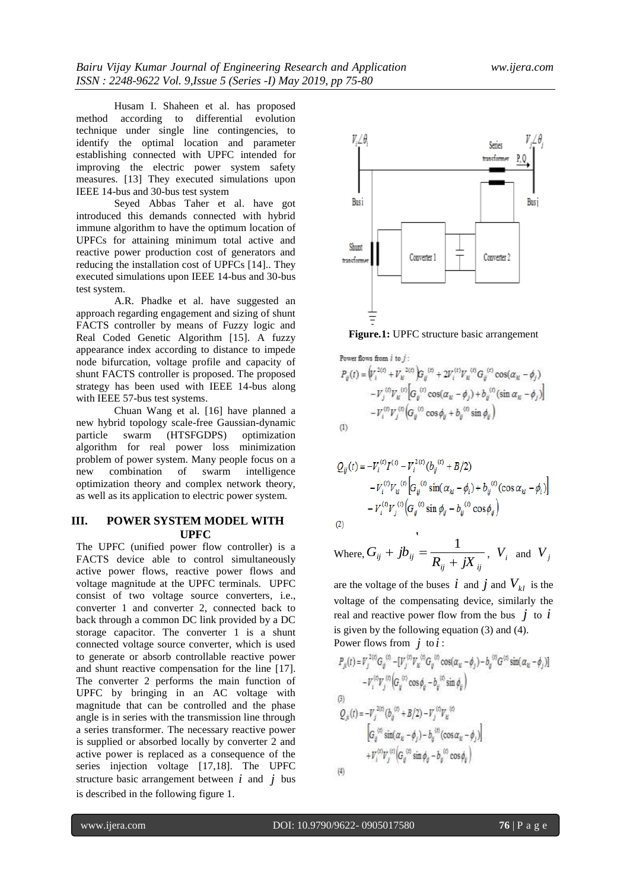Husam I. Shaheen et al. has proposed method according to differential evolution technique under single line contingencies, to identify the optimal location and parameter establishing connected with UPFC intended for improving the electric power system safety measures. [13] They executed simulations upon IEEE 14-bus and 30-bus test system

Seyed Abbas Taher et al. have got introduced this demands connected with hybrid immune algorithm to have the optimum location of UPFCs for attaining minimum total active and reactive power production cost of generators and reducing the installation cost of UPFCs [14].. They executed simulations upon IEEE 14-bus and 30-bus test system.

A.R. Phadke et al. have suggested an approach regarding engagement and sizing of shunt FACTS controller by means of Fuzzy logic and Real Coded Genetic Algorithm [15]. A fuzzy appearance index according to distance to impede node bifurcation, voltage profile and capacity of shunt FACTS controller is proposed. The proposed strategy has been used with IEEE 14-bus along with IEEE 57-bus test systems.

Chuan Wang et al. [16] have planned a new hybrid topology scale-free Gaussian-dynamic particle swarm (HTSFGDPS) optimization algorithm for real power loss minimization problem of power system. Many people focus on a new combination of swarm intelligence optimization theory and complex network theory, as well as its application to electric power system.

## III. POWER SYSTEM MODEL WITH UPFC

The UPFC (unified power flow controller) is a FACTS device able to control simultaneously active power flows, reactive power flows and voltage magnitude at the UPFC terminals. UPFC consist of two voltage source converters, i.e., converter 1 and converter 2, connected back to back through a common DC link provided by a DC storage capacitor. The converter 1 is a shunt connected voltage source converter, which is used to generate or absorb controllable reactive power and shunt reactive compensation for the line [17]. The converter 2 performs the main function of UPFC by bringing in an AC voltage with magnitude that can be controlled and the phase angle is in series with the transmission line through a series transformer. The necessary reactive power is supplied or absorbed locally by converter 2 and active power is replaced as a consequence of the series injection voltage [17,18]. The UPFC structure basic arrangement between $i$ and $j$ bus is described in the following figure 1.

**Figure.1:** UPFC structure basic arrangement

Power flows from $i$ to $j$:

$$P_{ij}(t) = \left(V_i^{2(t)} + V_{kl}^{2(t)}\right)G_{ij}^{(t)} + 2V_i^{(t)}V_{kl}^{(t)}G_{ij}^{(t)}\cos(\alpha_{kl} - \phi_i) - V_j^{(t)}V_{kl}^{(t)}\left[G_{ij}^{(t)}\cos(\alpha_{kl} - \phi_j) + b_{ij}^{(t)}(\sin\alpha_{kl} - \phi_j)\right] - V_i^{(t)}V_j^{(t)}\left(G_{ij}^{(t)}\cos\phi_{ij} + b_{ij}^{(t)}\sin\phi_{ij}\right) \quad (1)$$

$$Q_{ij}(t) = -V_i^{(t)}I^{(t)} - V_i^{2(t)}(b_{ij}^{(t)} + B/2) - V_i^{(t)}V_{kl}^{(t)}\left[G_{ij}^{(t)}\sin(\alpha_{kl} - \phi_i) + b_{ij}^{(t)}(\cos\alpha_{kl} - \phi_i)\right] - V_i^{(t)}V_j^{(t)}\left(G_{ij}^{(t)}\sin\phi_{ij} - b_{ij}^{(t)}\cos\phi_{ij}\right) \quad (2)$$

Where, $G_{ij} + jb_{ij} = \dfrac{1}{R_{ij} + jX_{ij}}$, $V_i$ and $V_j$ are the voltage of the buses $i$ and $j$ and $V_{kl}$ is the voltage of the compensating device, similarly the real and reactive power flow from the bus $j$ to $i$ is given by the following equation (3) and (4).

Power flows from $j$ to $i$:

$$P_{ji}(t) = V_j^{2(t)}G_{ij}^{(t)} - [V_j^{(t)}V_{kl}^{(t)}G_{ij}^{(t)}\cos(\alpha_{kl} - \phi_j) - b_{ij}^{(t)}G^{(t)}\sin(\alpha_{kl} - \phi_j)] - V_i^{(t)}V_j^{(t)}\left(G_{ij}^{(t)}\cos\phi_{ij} - b_{ij}^{(t)}\sin\phi_{ij}\right) \quad (3)$$

$$Q_{ji}(t) = -V_j^{2(t)}(b_{ij}^{(t)} + B/2) - V_j^{(t)}V_{kl}^{(t)}\left[G_{ij}^{(t)}\sin(\alpha_{kl} - \phi_j) - b_{ij}^{(t)}(\cos\alpha_{kl} - \phi_j)\right] + V_i^{(t)}V_j^{(t)}\left(G_{ij}^{(t)}\sin\phi_{ij} - b_{ij}^{(t)}\cos\phi_{ij}\right) \quad (4)$$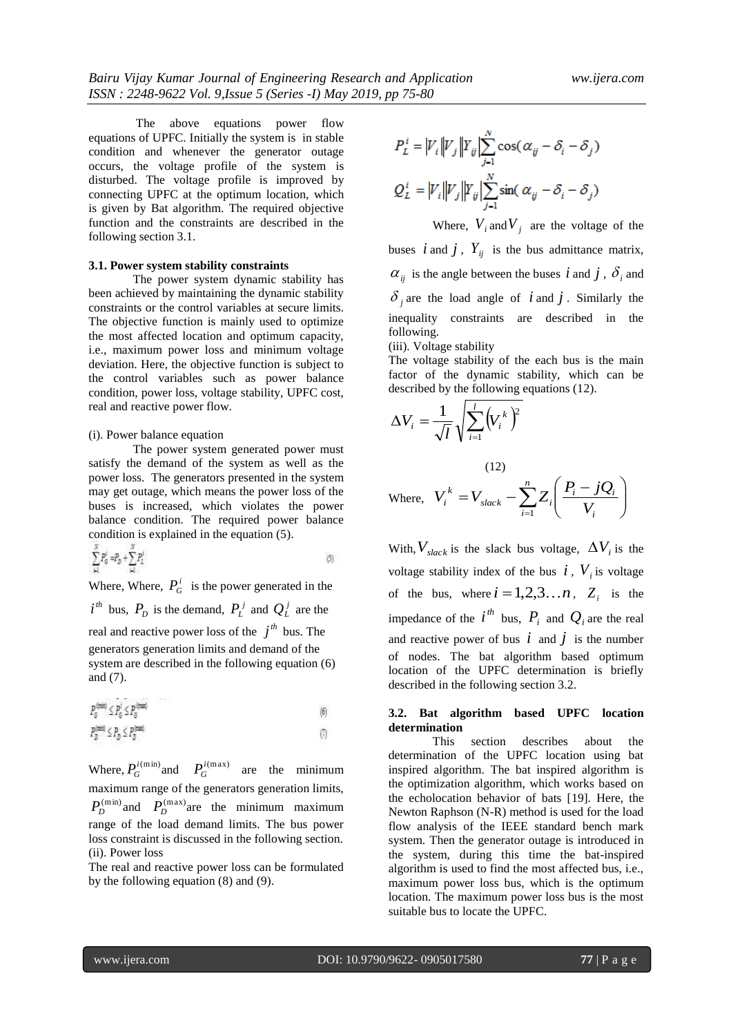The above equations power flow equations of UPFC. Initially the system is in stable condition and whenever the generator outage occurs, the voltage profile of the system is disturbed. The voltage profile is improved by connecting UPFC at the optimum location, which is given by Bat algorithm. The required objective function and the constraints are described in the following section 3.1.

### 3.1. Power system stability constraints

The power system dynamic stability has been achieved by maintaining the dynamic stability constraints or the control variables at secure limits. The objective function is mainly used to optimize the most affected location and optimum capacity, i.e., maximum power loss and minimum voltage deviation. Here, the objective function is subject to the control variables such as power balance condition, power loss, voltage stability, UPFC cost, real and reactive power flow.

(i). Power balance equation

The power system generated power must satisfy the demand of the system as well as the power loss. The generators presented in the system may get outage, which means the power loss of the buses is increased, which violates the power balance condition. The required power balance condition is explained in the equation (5).

$$\sum_{i=1}^{N} P_G^i = P_D + \sum_{j=1}^{N} P_L^j \tag{5}$$

Where, Where, $P_G^i$ is the power generated in the $i^{th}$ bus, $P_D$ is the demand, $P_L^j$ and $Q_L^j$ are the real and reactive power loss of the $j^{th}$ bus. The generators generation limits and demand of the system are described in the following equation (6) and (7).

$$P_G^{i(\min)} \le P_G^i \le P_G^{i(\max)} \tag{6}$$

$$P_D^{(\min)} \le P_D \le P_D^{(\max)} \tag{7}$$

Where, $P_G^{i(\min)}$ and $P_G^{i(\max)}$ are the minimum maximum range of the generators generation limits, $P_D^{(\min)}$ and $P_D^{(\max)}$ are the minimum maximum range of the load demand limits. The bus power loss constraint is discussed in the following section.

(ii). Power loss

The real and reactive power loss can be formulated by the following equation (8) and (9).

$$P_L^i = |V_i||V_j||Y_{ij}| \sum_{j=1}^{N} \cos(\alpha_{ij} - \delta_i - \delta_j)$$

$$Q_L^i = |V_i||V_j||Y_{ij}| \sum_{j=1}^{N} \sin(\alpha_{ij} - \delta_i - \delta_j)$$

Where, $V_i$ and $V_j$ are the voltage of the buses $i$ and $j$, $Y_{ij}$ is the bus admittance matrix, $\alpha_{ij}$ is the angle between the buses $i$ and $j$, $\delta_i$ and $\delta_j$ are the load angle of $i$ and $j$. Similarly the inequality constraints are described in the following.

(iii). Voltage stability

The voltage stability of the each bus is the main factor of the dynamic stability, which can be described by the following equations (12).

$$\Delta V_i = \frac{1}{\sqrt{l}} \sqrt{\sum_{i=1}^{l} \left(V_i^k\right)^2} \tag{12}$$

Where, $V_i^k = V_{slack} - \sum_{i=1}^{n} Z_i \left( \frac{P_i - jQ_i}{V_i} \right)$

With, $V_{slack}$ is the slack bus voltage, $\Delta V_i$ is the voltage stability index of the bus $i$, $V_i$ is voltage of the bus, where $i = 1,2,3 \ldots n$, $Z_i$ is the impedance of the $i^{th}$ bus, $P_i$ and $Q_i$ are the real and reactive power of bus $i$ and $j$ is the number of nodes. The bat algorithm based optimum location of the UPFC determination is briefly described in the following section 3.2.

### 3.2. Bat algorithm based UPFC location determination

This section describes about the determination of the UPFC location using bat inspired algorithm. The bat inspired algorithm is the optimization algorithm, which works based on the echolocation behavior of bats [19]. Here, the Newton Raphson (N-R) method is used for the load flow analysis of the IEEE standard bench mark system. Then the generator outage is introduced in the system, during this time the bat-inspired algorithm is used to find the most affected bus, i.e., maximum power loss bus, which is the optimum location. The maximum power loss bus is the most suitable bus to locate the UPFC.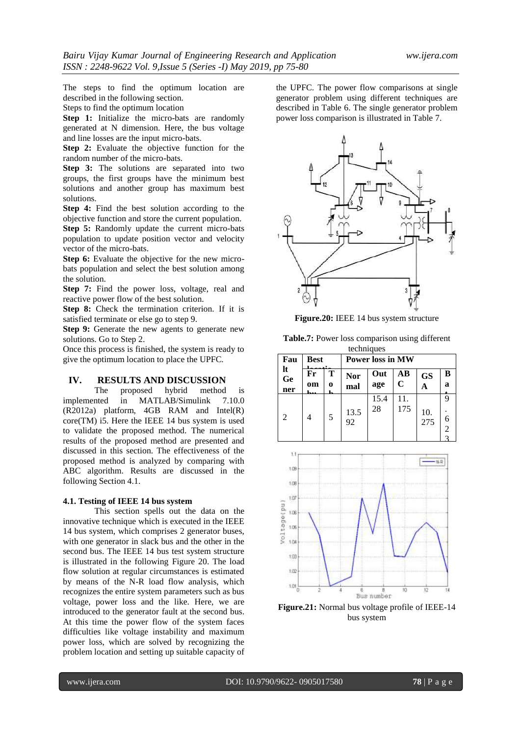The steps to find the optimum location are described in the following section.

Steps to find the optimum location

**Step 1:** Initialize the micro-bats are randomly generated at N dimension. Here, the bus voltage and line losses are the input micro-bats.

**Step 2:** Evaluate the objective function for the random number of the micro-bats.

**Step 3:** The solutions are separated into two groups, the first groups have the minimum best solutions and another group has maximum best solutions.

**Step 4:** Find the best solution according to the objective function and store the current population.

**Step 5:** Randomly update the current micro-bats population to update position vector and velocity vector of the micro-bats.

**Step 6:** Evaluate the objective for the new micro-bats population and select the best solution among the solution.

**Step 7:** Find the power loss, voltage, real and reactive power flow of the best solution.

**Step 8:** Check the termination criterion. If it is satisfied terminate or else go to step 9.

**Step 9:** Generate the new agents to generate new solutions. Go to Step 2.

Once this process is finished, the system is ready to give the optimum location to place the UPFC.

## IV. RESULTS AND DISCUSSION

The proposed hybrid method is implemented in MATLAB/Simulink 7.10.0 (R2012a) platform, 4GB RAM and Intel(R) core(TM) i5. Here the IEEE 14 bus system is used to validate the proposed method. The numerical results of the proposed method are presented and discussed in this section. The effectiveness of the proposed method is analyzed by comparing with ABC algorithm. Results are discussed in the following Section 4.1.

### 4.1. Testing of IEEE 14 bus system

This section spells out the data on the innovative technique which is executed in the IEEE 14 bus system, which comprises 2 generator buses, with one generator in slack bus and the other in the second bus. The IEEE 14 bus test system structure is illustrated in the following Figure 20. The load flow solution at regular circumstances is estimated by means of the N-R load flow analysis, which recognizes the entire system parameters such as bus voltage, power loss and the like. Here, we are introduced to the generator fault at the second bus. At this time the power flow of the system faces difficulties like voltage instability and maximum power loss, which are solved by recognizing the problem location and setting up suitable capacity of the UPFC. The power flow comparisons at single generator problem using different techniques are described in Table 6. The single generator problem power loss comparison is illustrated in Table 7.

**Figure.20:** IEEE 14 bus system structure

**Table.7:** Power loss comparison using different techniques

| Fault Generator | Best location | | Power loss in MW | | | | |
|---|---|---|---|---|---|---|---|
| | From bus | To bus | Normal | Outage | ABC | GSA | Bat |
| 2 | 4 | 5 | 13.592 | 15.428 | 11.175 | 10.275 | 9.623 |

**Figure.21:** Normal bus voltage profile of IEEE-14 bus system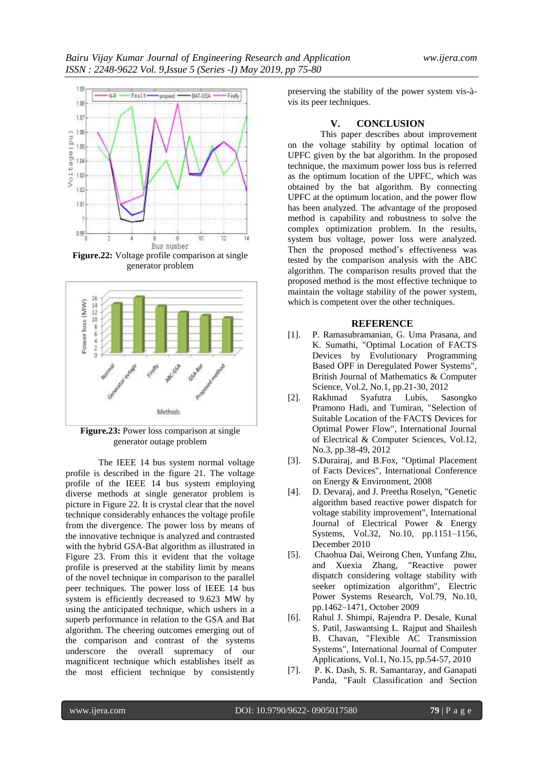Figure.22: Voltage profile comparison at single generator problem

Figure.23: Power loss comparison at single generator outage problem

The IEEE 14 bus system normal voltage profile is described in the figure 21. The voltage profile of the IEEE 14 bus system employing diverse methods at single generator problem is picture in Figure 22. It is crystal clear that the novel technique considerably enhances the voltage profile from the divergence. The power loss by means of the innovative technique is analyzed and contrasted with the hybrid GSA-Bat algorithm as illustrated in Figure 23. From this it evident that the voltage profile is preserved at the stability limit by means of the novel technique in comparison to the parallel peer techniques. The power loss of IEEE 14 bus system is efficiently decreased to 9.623 MW by using the anticipated technique, which ushers in a superb performance in relation to the GSA and Bat algorithm. The cheering outcomes emerging out of the comparison and contrast of the systems underscore the overall supremacy of our magnificent technique which establishes itself as the most efficient technique by consistently preserving the stability of the power system vis-à-vis its peer techniques.

## V. CONCLUSION

This paper describes about improvement on the voltage stability by optimal location of UPFC given by the bat algorithm. In the proposed technique, the maximum power loss bus is referred as the optimum location of the UPFC, which was obtained by the bat algorithm. By connecting UPFC at the optimum location, and the power flow has been analyzed. The advantage of the proposed method is capability and robustness to solve the complex optimization problem. In the results, system bus voltage, power loss were analyzed. Then the proposed method's effectiveness was tested by the comparison analysis with the ABC algorithm. The comparison results proved that the proposed method is the most effective technique to maintain the voltage stability of the power system, which is competent over the other techniques.

## REFERENCE

[1]. P. Ramasubramanian, G. Uma Prasana, and K. Sumathi, "Optimal Location of FACTS Devices by Evolutionary Programming Based OPF in Deregulated Power Systems", British Journal of Mathematics & Computer Science, Vol.2, No.1, pp.21-30, 2012

[2]. Rakhmad Syafutra Lubis, Sasongko Pramono Hadi, and Tumiran, "Selection of Suitable Location of the FACTS Devices for Optimal Power Flow", International Journal of Electrical & Computer Sciences, Vol.12, No.3, pp.38-49, 2012

[3]. S.Durairaj, and B.Fox, "Optimal Placement of Facts Devices", International Conference on Energy & Environment, 2008

[4]. D. Devaraj, and J. Preetha Roselyn, "Genetic algorithm based reactive power dispatch for voltage stability improvement", International Journal of Electrical Power & Energy Systems, Vol.32, No.10, pp.1151–1156, December 2010

[5]. Chaohua Dai, Weirong Chen, Yunfang Zhu, and Xuexia Zhang, "Reactive power dispatch considering voltage stability with seeker optimization algorithm", Electric Power Systems Research, Vol.79, No.10, pp.1462–1471, October 2009

[6]. Rahul J. Shimpi, Rajendra P. Desale, Kunal S. Patil, Jaswantsing L. Rajput and Shailesh B. Chavan, "Flexible AC Transmission Systems", International Journal of Computer Applications, Vol.1, No.15, pp.54-57, 2010

[7]. P. K. Dash, S. R. Samantaray, and Ganapati Panda, "Fault Classification and Section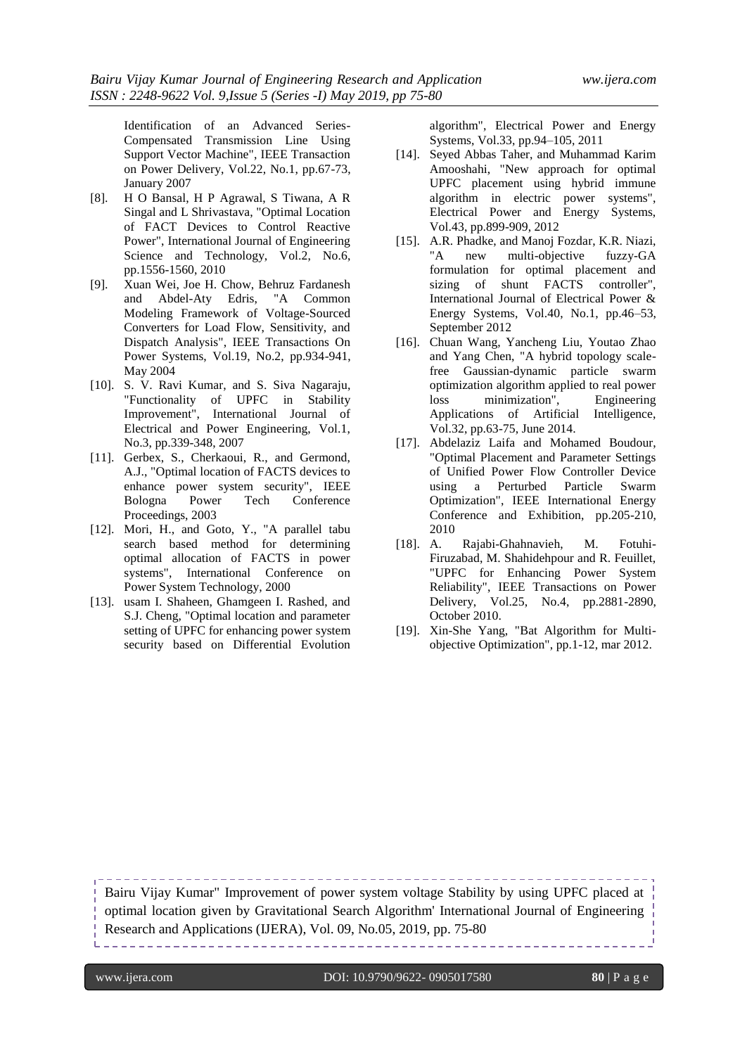Identification of an Advanced Series-Compensated Transmission Line Using Support Vector Machine", IEEE Transaction on Power Delivery, Vol.22, No.1, pp.67-73, January 2007

[8]. H O Bansal, H P Agrawal, S Tiwana, A R Singal and L Shrivastava, "Optimal Location of FACT Devices to Control Reactive Power", International Journal of Engineering Science and Technology, Vol.2, No.6, pp.1556-1560, 2010

[9]. Xuan Wei, Joe H. Chow, Behruz Fardanesh and Abdel-Aty Edris, "A Common Modeling Framework of Voltage-Sourced Converters for Load Flow, Sensitivity, and Dispatch Analysis", IEEE Transactions On Power Systems, Vol.19, No.2, pp.934-941, May 2004

[10]. S. V. Ravi Kumar, and S. Siva Nagaraju, "Functionality of UPFC in Stability Improvement", International Journal of Electrical and Power Engineering, Vol.1, No.3, pp.339-348, 2007

[11]. Gerbex, S., Cherkaoui, R., and Germond, A.J., "Optimal location of FACTS devices to enhance power system security", IEEE Bologna Power Tech Conference Proceedings, 2003

[12]. Mori, H., and Goto, Y., "A parallel tabu search based method for determining optimal allocation of FACTS in power systems", International Conference on Power System Technology, 2000

[13]. usam I. Shaheen, Ghamgeen I. Rashed, and S.J. Cheng, "Optimal location and parameter setting of UPFC for enhancing power system security based on Differential Evolution algorithm", Electrical Power and Energy Systems, Vol.33, pp.94–105, 2011

[14]. Seyed Abbas Taher, and Muhammad Karim Amooshahi, "New approach for optimal UPFC placement using hybrid immune algorithm in electric power systems", Electrical Power and Energy Systems, Vol.43, pp.899-909, 2012

[15]. A.R. Phadke, and Manoj Fozdar, K.R. Niazi, "A new multi-objective fuzzy-GA formulation for optimal placement and sizing of shunt FACTS controller", International Journal of Electrical Power & Energy Systems, Vol.40, No.1, pp.46–53, September 2012

[16]. Chuan Wang, Yancheng Liu, Youtao Zhao and Yang Chen, "A hybrid topology scale-free Gaussian-dynamic particle swarm optimization algorithm applied to real power loss minimization", Engineering Applications of Artificial Intelligence, Vol.32, pp.63-75, June 2014.

[17]. Abdelaziz Laifa and Mohamed Boudour, "Optimal Placement and Parameter Settings of Unified Power Flow Controller Device using a Perturbed Particle Swarm Optimization", IEEE International Energy Conference and Exhibition, pp.205-210, 2010

[18]. A. Rajabi-Ghahnavieh, M. Fotuhi-Firuzabad, M. Shahidehpour and R. Feuillet, "UPFC for Enhancing Power System Reliability", IEEE Transactions on Power Delivery, Vol.25, No.4, pp.2881-2890, October 2010.

[19]. Xin-She Yang, "Bat Algorithm for Multi-objective Optimization", pp.1-12, mar 2012.

Bairu Vijay Kumar" Improvement of power system voltage Stability by using UPFC placed at optimal location given by Gravitational Search Algorithm' International Journal of Engineering Research and Applications (IJERA), Vol. 09, No.05, 2019, pp. 75-80